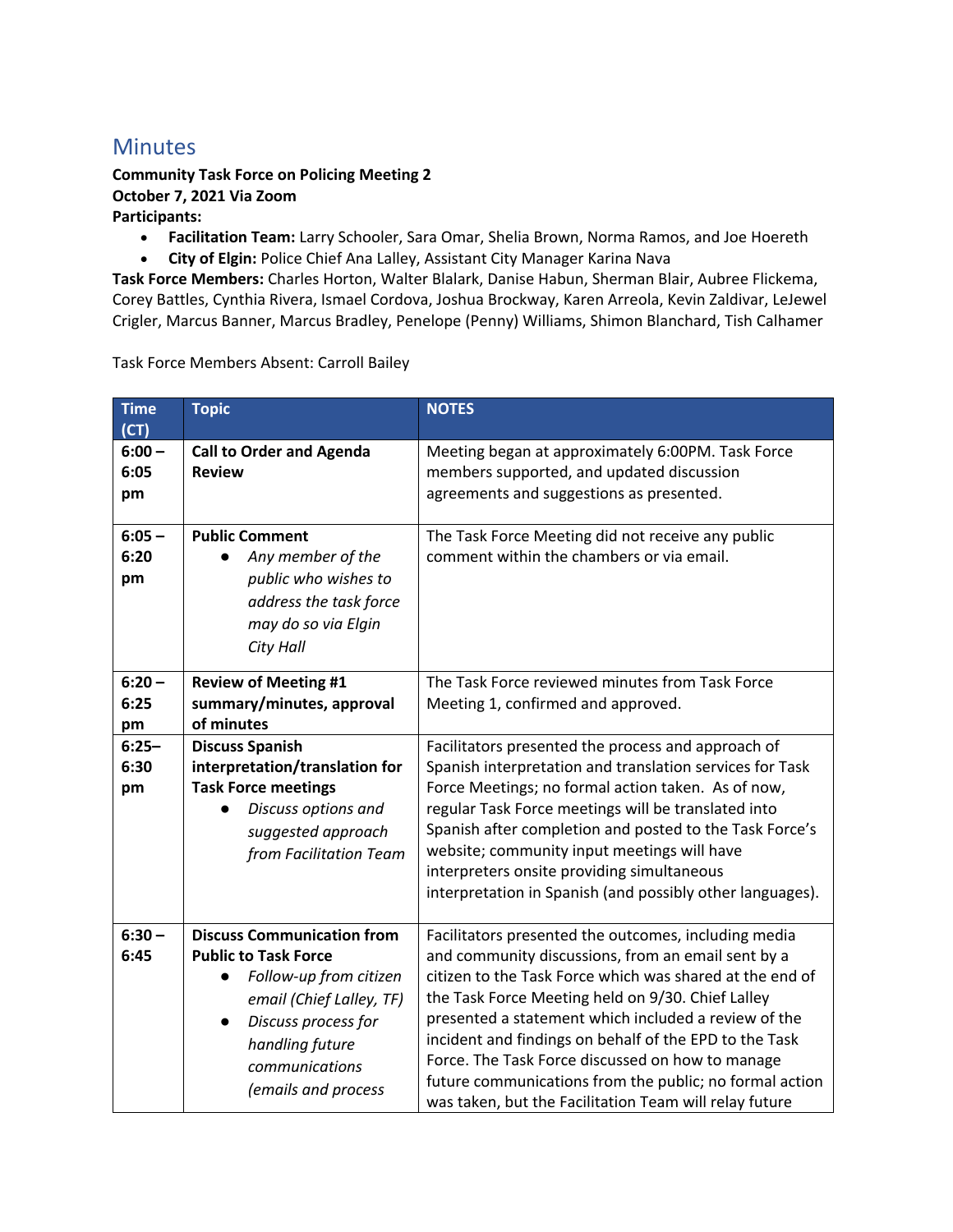# Minutes

**Community Task Force on Policing Meeting 2**
**October 7, 2021 Via Zoom**
**Participants:**

- **Facilitation Team:** Larry Schooler, Sara Omar, Shelia Brown, Norma Ramos, and Joe Hoereth
- **City of Elgin:** Police Chief Ana Lalley, Assistant City Manager Karina Nava

**Task Force Members:** Charles Horton, Walter Blalark, Danise Habun, Sherman Blair, Aubree Flickema, Corey Battles, Cynthia Rivera, Ismael Cordova, Joshua Brockway, Karen Arreola, Kevin Zaldivar, LeJewel Crigler, Marcus Banner, Marcus Bradley, Penelope (Penny) Williams, Shimon Blanchard, Tish Calhamer

Task Force Members Absent: Carroll Bailey

| Time (CT) | Topic | NOTES |
|---|---|---|
| **6:00 – 6:05 pm** | **Call to Order and Agenda Review** | Meeting began at approximately 6:00PM. Task Force members supported, and updated discussion agreements and suggestions as presented. |
| **6:05 – 6:20 pm** | **Public Comment**<br>● *Any member of the public who wishes to address the task force may do so via Elgin City Hall* | The Task Force Meeting did not receive any public comment within the chambers or via email. |
| **6:20 – 6:25 pm** | **Review of Meeting #1 summary/minutes, approval of minutes** | The Task Force reviewed minutes from Task Force Meeting 1, confirmed and approved. |
| **6:25– 6:30 pm** | **Discuss Spanish interpretation/translation for Task Force meetings**<br>● *Discuss options and suggested approach from Facilitation Team* | Facilitators presented the process and approach of Spanish interpretation and translation services for Task Force Meetings; no formal action taken. As of now, regular Task Force meetings will be translated into Spanish after completion and posted to the Task Force's website; community input meetings will have interpreters onsite providing simultaneous interpretation in Spanish (and possibly other languages). |
| **6:30 – 6:45** | **Discuss Communication from Public to Task Force**<br>● *Follow-up from citizen email (Chief Lalley, TF)*<br>● *Discuss process for handling future communications (emails and process* | Facilitators presented the outcomes, including media and community discussions, from an email sent by a citizen to the Task Force which was shared at the end of the Task Force Meeting held on 9/30. Chief Lalley presented a statement which included a review of the incident and findings on behalf of the EPD to the Task Force. The Task Force discussed on how to manage future communications from the public; no formal action was taken, but the Facilitation Team will relay future |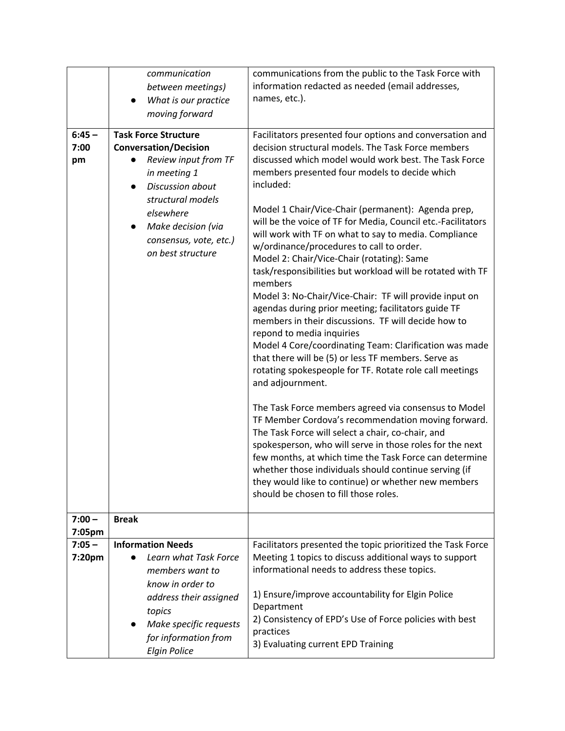| | | |
|---|---|---|
| | *communication between meetings)*<br>● *What is our practice moving forward* | communications from the public to the Task Force with information redacted as needed (email addresses, names, etc.). |
| **6:45 – 7:00 pm** | **Task Force Structure Conversation/Decision**<br>● *Review input from TF in meeting 1*<br>● *Discussion about structural models elsewhere*<br>● *Make decision (via consensus, vote, etc.) on best structure* | Facilitators presented four options and conversation and decision structural models. The Task Force members discussed which model would work best. The Task Force members presented four models to decide which included:<br><br>Model 1 Chair/Vice-Chair (permanent): Agenda prep, will be the voice of TF for Media, Council etc.-Facilitators will work with TF on what to say to media. Compliance w/ordinance/procedures to call to order.<br>Model 2: Chair/Vice-Chair (rotating): Same task/responsibilities but workload will be rotated with TF members<br>Model 3: No-Chair/Vice-Chair: TF will provide input on agendas during prior meeting; facilitators guide TF members in their discussions. TF will decide how to repond to media inquiries<br>Model 4 Core/coordinating Team: Clarification was made that there will be (5) or less TF members. Serve as rotating spokespeople for TF. Rotate role call meetings and adjournment.<br><br>The Task Force members agreed via consensus to Model TF Member Cordova's recommendation moving forward. The Task Force will select a chair, co-chair, and spokesperson, who will serve in those roles for the next few months, at which time the Task Force can determine whether those individuals should continue serving (if they would like to continue) or whether new members should be chosen to fill those roles. |
| **7:00 – 7:05pm** | **Break** | |
| **7:05 – 7:20pm** | **Information Needs**<br>● *Learn what Task Force members want to know in order to address their assigned topics*<br>● *Make specific requests for information from Elgin Police* | Facilitators presented the topic prioritized the Task Force Meeting 1 topics to discuss additional ways to support informational needs to address these topics.<br><br>1) Ensure/improve accountability for Elgin Police Department<br>2) Consistency of EPD's Use of Force policies with best practices<br>3) Evaluating current EPD Training |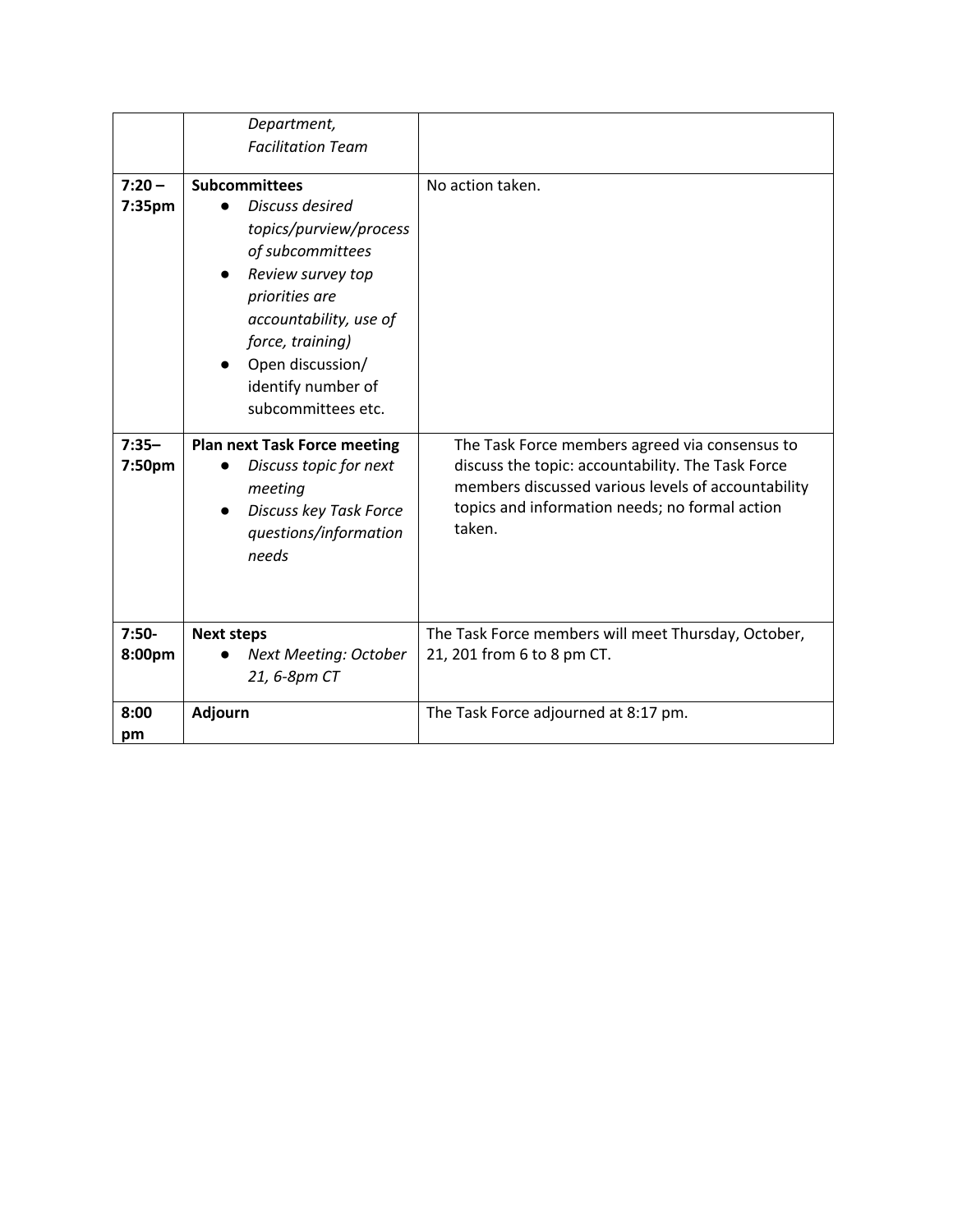| | | |
|---|---|---|
| | *Department,* *Facilitation Team* | |
| **7:20 – 7:35pm** | **Subcommittees**<br>● *Discuss desired topics/purview/process of subcommittees*<br>● *Review survey top priorities are accountability, use of force, training)*<br>● Open discussion/ identify number of subcommittees etc. | No action taken. |
| **7:35– 7:50pm** | **Plan next Task Force meeting**<br>● *Discuss topic for next meeting*<br>● *Discuss key Task Force questions/information needs* | The Task Force members agreed via consensus to discuss the topic: accountability. The Task Force members discussed various levels of accountability topics and information needs; no formal action taken. |
| **7:50- 8:00pm** | **Next steps**<br>● *Next Meeting: October 21, 6-8pm CT* | The Task Force members will meet Thursday, October, 21, 201 from 6 to 8 pm CT. |
| **8:00 pm** | **Adjourn** | The Task Force adjourned at 8:17 pm. |